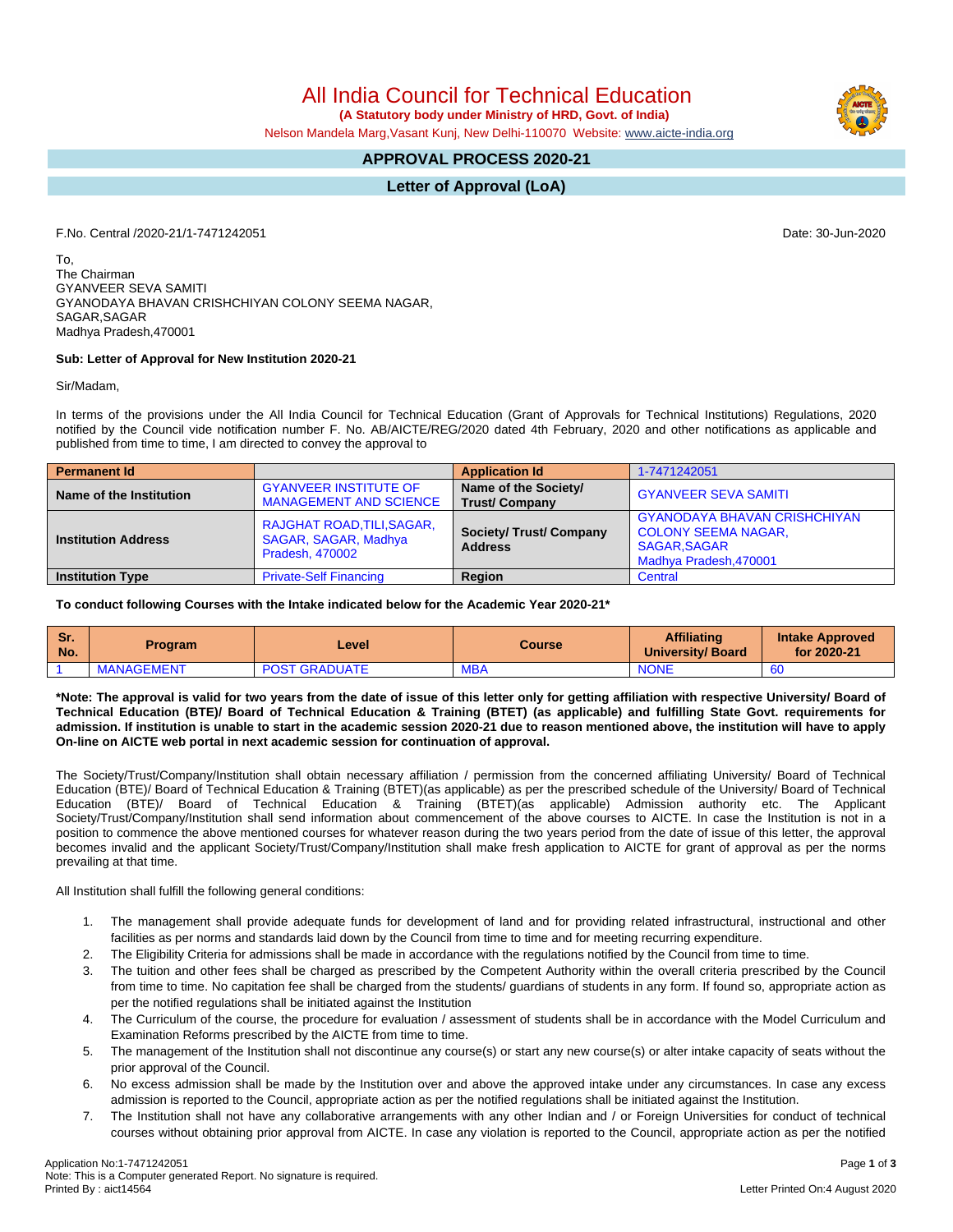# All India Council for Technical Education

**(A Statutory body under Ministry of HRD, Govt. of India)**

Nelson Mandela Marg,Vasant Kunj, New Delhi-110070 Website: www.aicte-india.org

## APPROVAL PROCESS 2020-21

## Letter of Approval (LoA)

F.No. Central /2020-21/1-7471242051

Date: 30-Jun-2020

To,
The Chairman
GYANVEER SEVA SAMITI
GYANODAYA BHAVAN CRISHCHIYAN COLONY SEEMA NAGAR,
SAGAR,SAGAR
Madhya Pradesh,470001

**Sub: Letter of Approval for New Institution 2020-21**

Sir/Madam,

In terms of the provisions under the All India Council for Technical Education (Grant of Approvals for Technical Institutions) Regulations, 2020 notified by the Council vide notification number F. No. AB/AICTE/REG/2020 dated 4th February, 2020 and other notifications as applicable and published from time to time, I am directed to convey the approval to

| **Permanent Id** | | **Application Id** | 1-7471242051 |
|---|---|---|---|
| **Name of the Institution** | GYANVEER INSTITUTE OF MANAGEMENT AND SCIENCE | **Name of the Society/ Trust/ Company** | GYANVEER SEVA SAMITI |
| **Institution Address** | RAJGHAT ROAD,TILI,SAGAR, SAGAR, SAGAR, Madhya Pradesh, 470002 | **Society/ Trust/ Company Address** | GYANODAYA BHAVAN CRISHCHIYAN COLONY SEEMA NAGAR, SAGAR,SAGAR Madhya Pradesh,470001 |
| **Institution Type** | Private-Self Financing | **Region** | Central |

**To conduct following Courses with the Intake indicated below for the Academic Year 2020-21***

| Sr. No. | Program | Level | Course | Affiliating University/ Board | Intake Approved for 2020-21 |
|---|---|---|---|---|---|
| 1 | MANAGEMENT | POST GRADUATE | MBA | NONE | 60 |

**\*Note: The approval is valid for two years from the date of issue of this letter only for getting affiliation with respective University/ Board of Technical Education (BTE)/ Board of Technical Education & Training (BTET) (as applicable) and fulfilling State Govt. requirements for admission. If institution is unable to start in the academic session 2020-21 due to reason mentioned above, the institution will have to apply On-line on AICTE web portal in next academic session for continuation of approval.**

The Society/Trust/Company/Institution shall obtain necessary affiliation / permission from the concerned affiliating University/ Board of Technical Education (BTE)/ Board of Technical Education & Training (BTET)(as applicable) as per the prescribed schedule of the University/ Board of Technical Education (BTE)/ Board of Technical Education & Training (BTET)(as applicable) Admission authority etc. The Applicant Society/Trust/Company/Institution shall send information about commencement of the above courses to AICTE. In case the Institution is not in a position to commence the above mentioned courses for whatever reason during the two years period from the date of issue of this letter, the approval becomes invalid and the applicant Society/Trust/Company/Institution shall make fresh application to AICTE for grant of approval as per the norms prevailing at that time.

All Institution shall fulfill the following general conditions:

1. The management shall provide adequate funds for development of land and for providing related infrastructural, instructional and other facilities as per norms and standards laid down by the Council from time to time and for meeting recurring expenditure.
2. The Eligibility Criteria for admissions shall be made in accordance with the regulations notified by the Council from time to time.
3. The tuition and other fees shall be charged as prescribed by the Competent Authority within the overall criteria prescribed by the Council from time to time. No capitation fee shall be charged from the students/ guardians of students in any form. If found so, appropriate action as per the notified regulations shall be initiated against the Institution
4. The Curriculum of the course, the procedure for evaluation / assessment of students shall be in accordance with the Model Curriculum and Examination Reforms prescribed by the AICTE from time to time.
5. The management of the Institution shall not discontinue any course(s) or start any new course(s) or alter intake capacity of seats without the prior approval of the Council.
6. No excess admission shall be made by the Institution over and above the approved intake under any circumstances. In case any excess admission is reported to the Council, appropriate action as per the notified regulations shall be initiated against the Institution.
7. The Institution shall not have any collaborative arrangements with any other Indian and / or Foreign Universities for conduct of technical courses without obtaining prior approval from AICTE. In case any violation is reported to the Council, appropriate action as per the notified

Application No:1-7471242051
Note: This is a Computer generated Report. No signature is required.
Printed By : aict14564

Letter Printed On:4 August 2020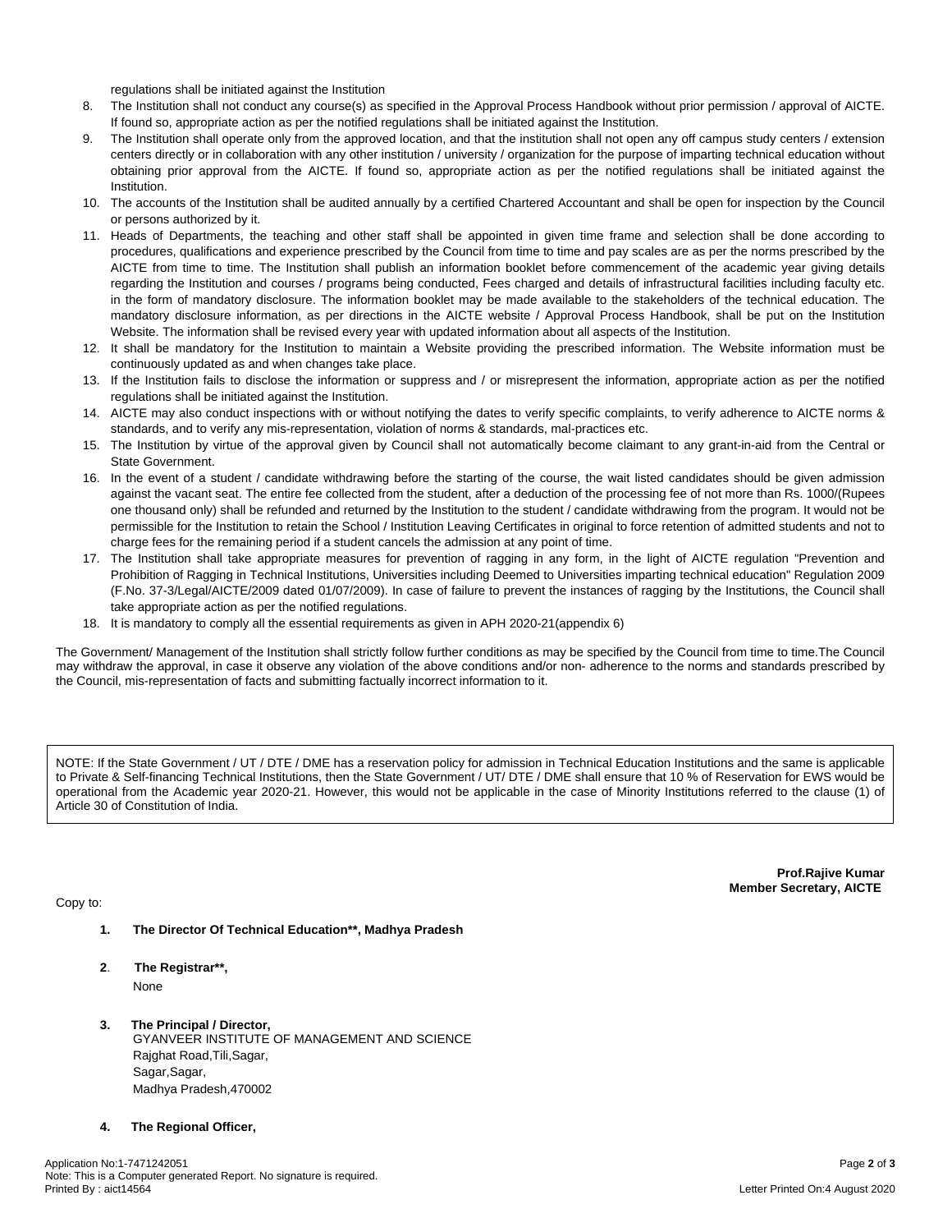regulations shall be initiated against the Institution

8. The Institution shall not conduct any course(s) as specified in the Approval Process Handbook without prior permission / approval of AICTE. If found so, appropriate action as per the notified regulations shall be initiated against the Institution.
9. The Institution shall operate only from the approved location, and that the institution shall not open any off campus study centers / extension centers directly or in collaboration with any other institution / university / organization for the purpose of imparting technical education without obtaining prior approval from the AICTE. If found so, appropriate action as per the notified regulations shall be initiated against the Institution.
10. The accounts of the Institution shall be audited annually by a certified Chartered Accountant and shall be open for inspection by the Council or persons authorized by it.
11. Heads of Departments, the teaching and other staff shall be appointed in given time frame and selection shall be done according to procedures, qualifications and experience prescribed by the Council from time to time and pay scales are as per the norms prescribed by the AICTE from time to time. The Institution shall publish an information booklet before commencement of the academic year giving details regarding the Institution and courses / programs being conducted, Fees charged and details of infrastructural facilities including faculty etc. in the form of mandatory disclosure. The information booklet may be made available to the stakeholders of the technical education. The mandatory disclosure information, as per directions in the AICTE website / Approval Process Handbook, shall be put on the Institution Website. The information shall be revised every year with updated information about all aspects of the Institution.
12. It shall be mandatory for the Institution to maintain a Website providing the prescribed information. The Website information must be continuously updated as and when changes take place.
13. If the Institution fails to disclose the information or suppress and / or misrepresent the information, appropriate action as per the notified regulations shall be initiated against the Institution.
14. AICTE may also conduct inspections with or without notifying the dates to verify specific complaints, to verify adherence to AICTE norms & standards, and to verify any mis-representation, violation of norms & standards, mal-practices etc.
15. The Institution by virtue of the approval given by Council shall not automatically become claimant to any grant-in-aid from the Central or State Government.
16. In the event of a student / candidate withdrawing before the starting of the course, the wait listed candidates should be given admission against the vacant seat. The entire fee collected from the student, after a deduction of the processing fee of not more than Rs. 1000/(Rupees one thousand only) shall be refunded and returned by the Institution to the student / candidate withdrawing from the program. It would not be permissible for the Institution to retain the School / Institution Leaving Certificates in original to force retention of admitted students and not to charge fees for the remaining period if a student cancels the admission at any point of time.
17. The Institution shall take appropriate measures for prevention of ragging in any form, in the light of AICTE regulation "Prevention and Prohibition of Ragging in Technical Institutions, Universities including Deemed to Universities imparting technical education" Regulation 2009 (F.No. 37-3/Legal/AICTE/2009 dated 01/07/2009). In case of failure to prevent the instances of ragging by the Institutions, the Council shall take appropriate action as per the notified regulations.
18. It is mandatory to comply all the essential requirements as given in APH 2020-21(appendix 6)

The Government/ Management of the Institution shall strictly follow further conditions as may be specified by the Council from time to time.The Council may withdraw the approval, in case it observe any violation of the above conditions and/or non- adherence to the norms and standards prescribed by the Council, mis-representation of facts and submitting factually incorrect information to it.

NOTE: If the State Government / UT / DTE / DME has a reservation policy for admission in Technical Education Institutions and the same is applicable to Private & Self-financing Technical Institutions, then the State Government / UT/ DTE / DME shall ensure that 10 % of Reservation for EWS would be operational from the Academic year 2020-21. However, this would not be applicable in the case of Minority Institutions referred to the clause (1) of Article 30 of Constitution of India.

**Prof.Rajive Kumar**
**Member Secretary, AICTE**

Copy to:

1. **The Director Of Technical Education\*\*, Madhya Pradesh**
2. **The Registrar\*\*,**
   None
3. **The Principal / Director,**
   GYANVEER INSTITUTE OF MANAGEMENT AND SCIENCE
   Rajghat Road,Tili,Sagar,
   Sagar,Sagar,
   Madhya Pradesh,470002
4. **The Regional Officer,**

Application No:1-7471242051
Note: This is a Computer generated Report. No signature is required.
Printed By : aict14564

Letter Printed On:4 August 2020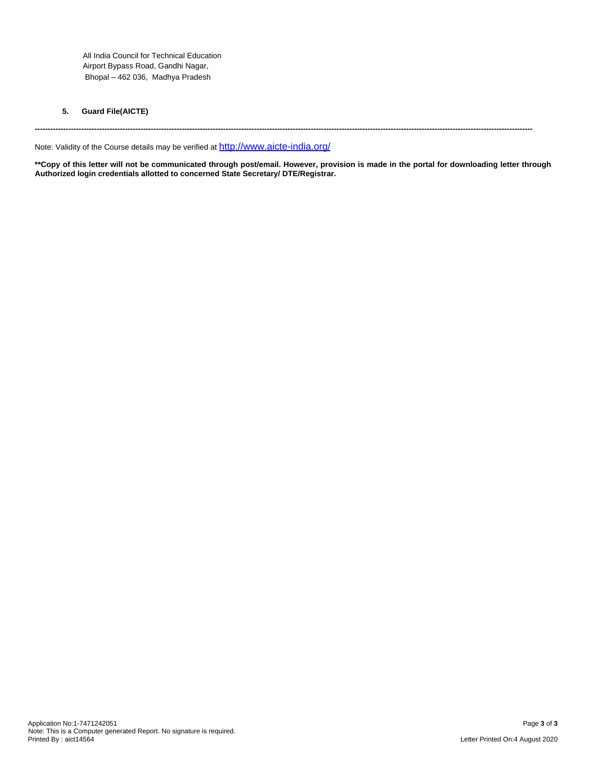All India Council for Technical Education
Airport Bypass Road, Gandhi Nagar,
Bhopal – 462 036, Madhya Pradesh

5. **Guard File(AICTE)**

---

Note: Validity of the Course details may be verified at http://www.aicte-india.org/

**\*\*Copy of this letter will not be communicated through post/email. However, provision is made in the portal for downloading letter through Authorized login credentials allotted to concerned State Secretary/ DTE/Registrar.**

Application No:1-7471242051
Note: This is a Computer generated Report. No signature is required.
Printed By : aict14564

Letter Printed On:4 August 2020